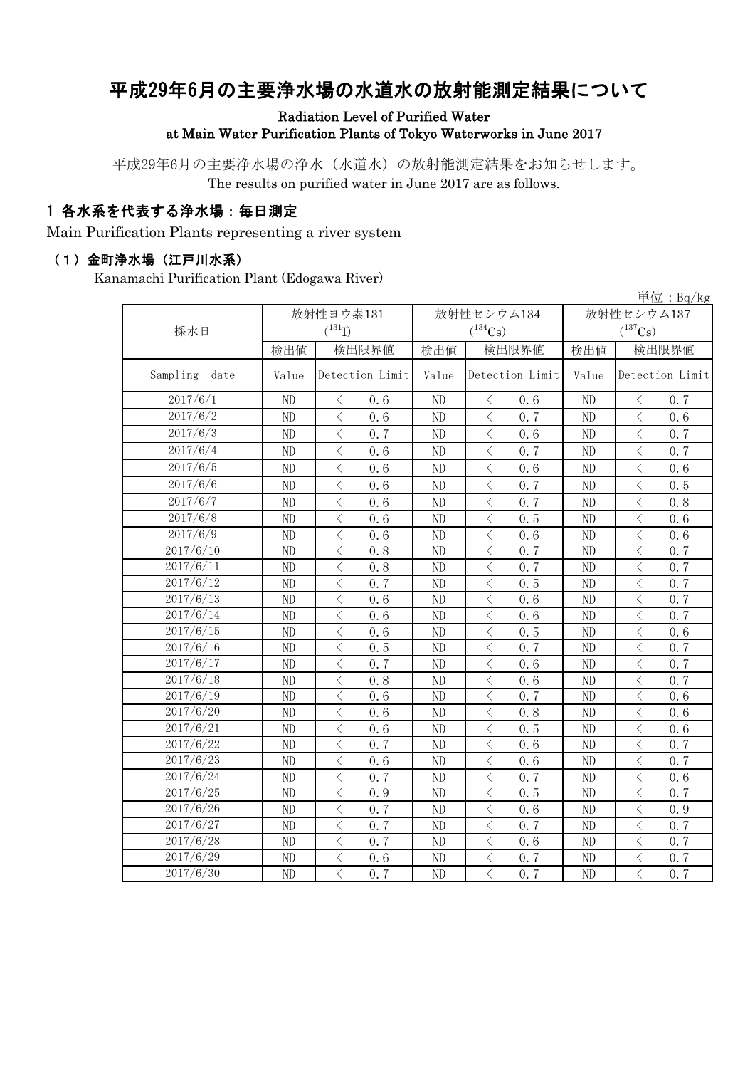# 平成29年6月の主要浄水場の水道水の放射能測定結果について

Radiation Level of Purified Water
at Main Water Purification Plants of Tokyo Waterworks in June 2017

平成29年6月の主要浄水場の浄水（水道水）の放射能測定結果をお知らせします。
The results on purified water in June 2017 are as follows.

## 1 各水系を代表する浄水場：毎日測定

Main Purification Plants representing a river system

### （1）金町浄水場（江戸川水系）

Kanamachi Purification Plant (Edogawa River)

単位：Bq/kg

| 採水日 | 放射性ヨウ素131 ($^{131}$I) | | 放射性セシウム134 ($^{134}$Cs) | | 放射性セシウム137 ($^{137}$Cs) | |
|---|---|---|---|---|---|---|
| | 検出値 | 検出限界値 | 検出値 | 検出限界値 | 検出値 | 検出限界値 |
| Sampling date | Value | Detection Limit | Value | Detection Limit | Value | Detection Limit |
| 2017/6/1 | ND | ＜ 0.6 | ND | ＜ 0.6 | ND | ＜ 0.7 |
| 2017/6/2 | ND | ＜ 0.6 | ND | ＜ 0.7 | ND | ＜ 0.6 |
| 2017/6/3 | ND | ＜ 0.7 | ND | ＜ 0.6 | ND | ＜ 0.7 |
| 2017/6/4 | ND | ＜ 0.6 | ND | ＜ 0.7 | ND | ＜ 0.7 |
| 2017/6/5 | ND | ＜ 0.6 | ND | ＜ 0.6 | ND | ＜ 0.6 |
| 2017/6/6 | ND | ＜ 0.6 | ND | ＜ 0.7 | ND | ＜ 0.5 |
| 2017/6/7 | ND | ＜ 0.6 | ND | ＜ 0.7 | ND | ＜ 0.8 |
| 2017/6/8 | ND | ＜ 0.6 | ND | ＜ 0.5 | ND | ＜ 0.6 |
| 2017/6/9 | ND | ＜ 0.6 | ND | ＜ 0.6 | ND | ＜ 0.6 |
| 2017/6/10 | ND | ＜ 0.8 | ND | ＜ 0.7 | ND | ＜ 0.7 |
| 2017/6/11 | ND | ＜ 0.8 | ND | ＜ 0.7 | ND | ＜ 0.7 |
| 2017/6/12 | ND | ＜ 0.7 | ND | ＜ 0.5 | ND | ＜ 0.7 |
| 2017/6/13 | ND | ＜ 0.6 | ND | ＜ 0.6 | ND | ＜ 0.7 |
| 2017/6/14 | ND | ＜ 0.6 | ND | ＜ 0.6 | ND | ＜ 0.7 |
| 2017/6/15 | ND | ＜ 0.6 | ND | ＜ 0.5 | ND | ＜ 0.6 |
| 2017/6/16 | ND | ＜ 0.5 | ND | ＜ 0.7 | ND | ＜ 0.7 |
| 2017/6/17 | ND | ＜ 0.7 | ND | ＜ 0.6 | ND | ＜ 0.7 |
| 2017/6/18 | ND | ＜ 0.8 | ND | ＜ 0.6 | ND | ＜ 0.7 |
| 2017/6/19 | ND | ＜ 0.6 | ND | ＜ 0.7 | ND | ＜ 0.6 |
| 2017/6/20 | ND | ＜ 0.6 | ND | ＜ 0.8 | ND | ＜ 0.6 |
| 2017/6/21 | ND | ＜ 0.6 | ND | ＜ 0.5 | ND | ＜ 0.6 |
| 2017/6/22 | ND | ＜ 0.7 | ND | ＜ 0.6 | ND | ＜ 0.7 |
| 2017/6/23 | ND | ＜ 0.6 | ND | ＜ 0.6 | ND | ＜ 0.7 |
| 2017/6/24 | ND | ＜ 0.7 | ND | ＜ 0.7 | ND | ＜ 0.6 |
| 2017/6/25 | ND | ＜ 0.9 | ND | ＜ 0.5 | ND | ＜ 0.7 |
| 2017/6/26 | ND | ＜ 0.7 | ND | ＜ 0.6 | ND | ＜ 0.9 |
| 2017/6/27 | ND | ＜ 0.7 | ND | ＜ 0.7 | ND | ＜ 0.7 |
| 2017/6/28 | ND | ＜ 0.7 | ND | ＜ 0.6 | ND | ＜ 0.7 |
| 2017/6/29 | ND | ＜ 0.6 | ND | ＜ 0.7 | ND | ＜ 0.7 |
| 2017/6/30 | ND | ＜ 0.7 | ND | ＜ 0.7 | ND | ＜ 0.7 |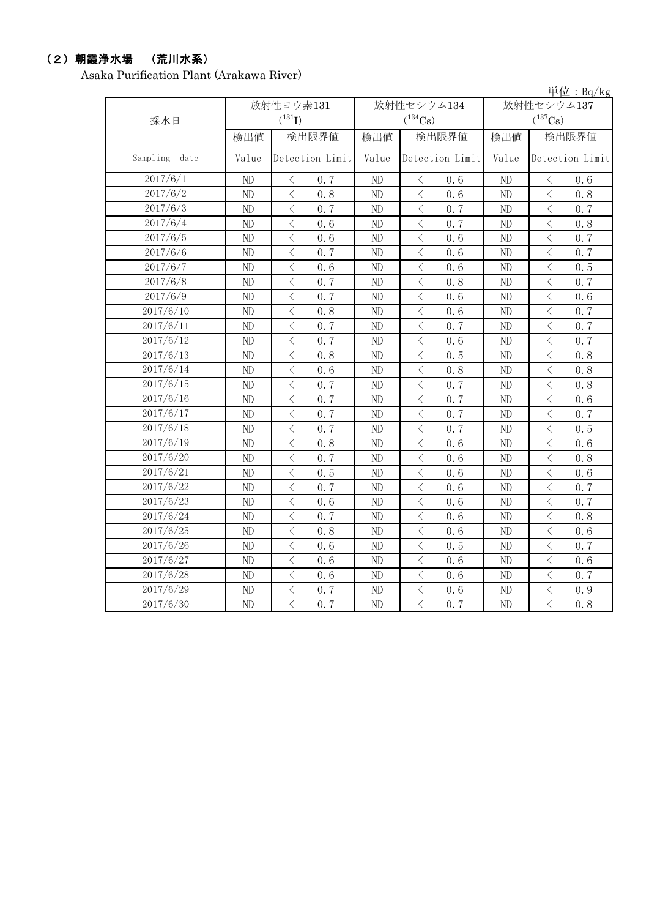## （2）朝霞浄水場　（荒川水系）

Asaka Purification Plant (Arakawa River)

単位：Bq/kg

| 採水日 | 放射性ヨウ素131 ($^{131}I$) | | 放射性セシウム134 ($^{134}Cs$) | | 放射性セシウム137 ($^{137}Cs$) | |
|---|---|---|---|---|---|---|
| | 検出値 | 検出限界値 | 検出値 | 検出限界値 | 検出値 | 検出限界値 |
| Sampling date | Value | Detection Limit | Value | Detection Limit | Value | Detection Limit |
| 2017/6/1 | ND | ＜ 0.7 | ND | ＜ 0.6 | ND | ＜ 0.6 |
| 2017/6/2 | ND | ＜ 0.8 | ND | ＜ 0.6 | ND | ＜ 0.8 |
| 2017/6/3 | ND | ＜ 0.7 | ND | ＜ 0.7 | ND | ＜ 0.7 |
| 2017/6/4 | ND | ＜ 0.6 | ND | ＜ 0.7 | ND | ＜ 0.8 |
| 2017/6/5 | ND | ＜ 0.6 | ND | ＜ 0.6 | ND | ＜ 0.7 |
| 2017/6/6 | ND | ＜ 0.7 | ND | ＜ 0.6 | ND | ＜ 0.7 |
| 2017/6/7 | ND | ＜ 0.6 | ND | ＜ 0.6 | ND | ＜ 0.5 |
| 2017/6/8 | ND | ＜ 0.7 | ND | ＜ 0.8 | ND | ＜ 0.7 |
| 2017/6/9 | ND | ＜ 0.7 | ND | ＜ 0.6 | ND | ＜ 0.6 |
| 2017/6/10 | ND | ＜ 0.8 | ND | ＜ 0.6 | ND | ＜ 0.7 |
| 2017/6/11 | ND | ＜ 0.7 | ND | ＜ 0.7 | ND | ＜ 0.7 |
| 2017/6/12 | ND | ＜ 0.7 | ND | ＜ 0.6 | ND | ＜ 0.7 |
| 2017/6/13 | ND | ＜ 0.8 | ND | ＜ 0.5 | ND | ＜ 0.8 |
| 2017/6/14 | ND | ＜ 0.6 | ND | ＜ 0.8 | ND | ＜ 0.8 |
| 2017/6/15 | ND | ＜ 0.7 | ND | ＜ 0.7 | ND | ＜ 0.8 |
| 2017/6/16 | ND | ＜ 0.7 | ND | ＜ 0.7 | ND | ＜ 0.6 |
| 2017/6/17 | ND | ＜ 0.7 | ND | ＜ 0.7 | ND | ＜ 0.7 |
| 2017/6/18 | ND | ＜ 0.7 | ND | ＜ 0.7 | ND | ＜ 0.5 |
| 2017/6/19 | ND | ＜ 0.8 | ND | ＜ 0.6 | ND | ＜ 0.6 |
| 2017/6/20 | ND | ＜ 0.7 | ND | ＜ 0.6 | ND | ＜ 0.8 |
| 2017/6/21 | ND | ＜ 0.5 | ND | ＜ 0.6 | ND | ＜ 0.6 |
| 2017/6/22 | ND | ＜ 0.7 | ND | ＜ 0.6 | ND | ＜ 0.7 |
| 2017/6/23 | ND | ＜ 0.6 | ND | ＜ 0.6 | ND | ＜ 0.7 |
| 2017/6/24 | ND | ＜ 0.7 | ND | ＜ 0.6 | ND | ＜ 0.8 |
| 2017/6/25 | ND | ＜ 0.8 | ND | ＜ 0.6 | ND | ＜ 0.6 |
| 2017/6/26 | ND | ＜ 0.6 | ND | ＜ 0.5 | ND | ＜ 0.7 |
| 2017/6/27 | ND | ＜ 0.6 | ND | ＜ 0.6 | ND | ＜ 0.6 |
| 2017/6/28 | ND | ＜ 0.6 | ND | ＜ 0.6 | ND | ＜ 0.7 |
| 2017/6/29 | ND | ＜ 0.7 | ND | ＜ 0.6 | ND | ＜ 0.9 |
| 2017/6/30 | ND | ＜ 0.7 | ND | ＜ 0.7 | ND | ＜ 0.8 |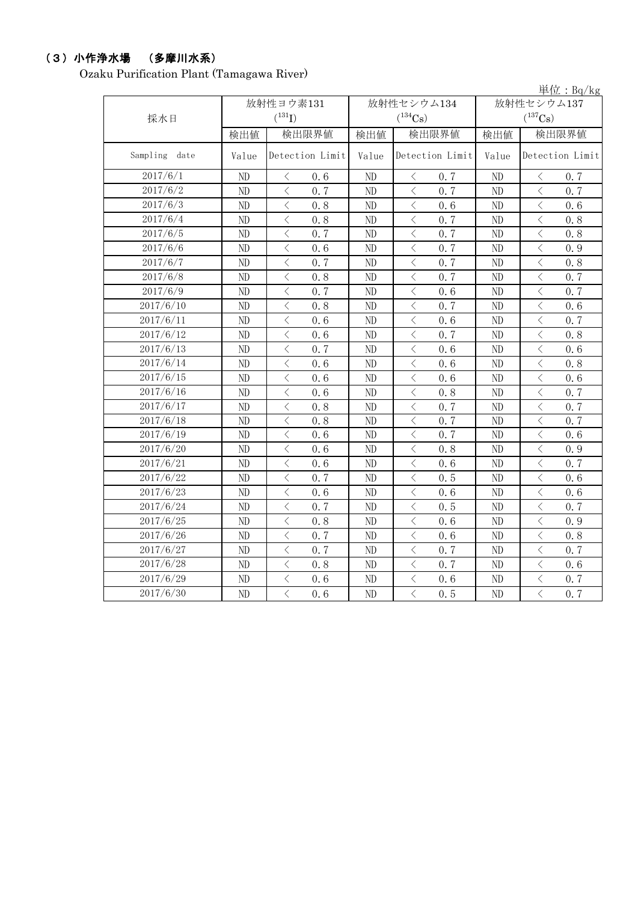## （3）小作浄水場　（多摩川水系）

Ozaku Purification Plant (Tamagawa River)

単位：Bq/kg

| 採水日 | 放射性ヨウ素131 ($^{131}I$) | | 放射性セシウム134 ($^{134}Cs$) | | 放射性セシウム137 ($^{137}Cs$) | |
|---|---|---|---|---|---|---|
| | 検出値 | 検出限界値 | 検出値 | 検出限界値 | 検出値 | 検出限界値 |
| Sampling date | Value | Detection Limit | Value | Detection Limit | Value | Detection Limit |
| 2017/6/1 | ND | ＜ 0.6 | ND | ＜ 0.7 | ND | ＜ 0.7 |
| 2017/6/2 | ND | ＜ 0.7 | ND | ＜ 0.7 | ND | ＜ 0.7 |
| 2017/6/3 | ND | ＜ 0.8 | ND | ＜ 0.6 | ND | ＜ 0.6 |
| 2017/6/4 | ND | ＜ 0.8 | ND | ＜ 0.7 | ND | ＜ 0.8 |
| 2017/6/5 | ND | ＜ 0.7 | ND | ＜ 0.7 | ND | ＜ 0.8 |
| 2017/6/6 | ND | ＜ 0.6 | ND | ＜ 0.7 | ND | ＜ 0.9 |
| 2017/6/7 | ND | ＜ 0.7 | ND | ＜ 0.7 | ND | ＜ 0.8 |
| 2017/6/8 | ND | ＜ 0.8 | ND | ＜ 0.7 | ND | ＜ 0.7 |
| 2017/6/9 | ND | ＜ 0.7 | ND | ＜ 0.6 | ND | ＜ 0.7 |
| 2017/6/10 | ND | ＜ 0.8 | ND | ＜ 0.7 | ND | ＜ 0.6 |
| 2017/6/11 | ND | ＜ 0.6 | ND | ＜ 0.6 | ND | ＜ 0.7 |
| 2017/6/12 | ND | ＜ 0.6 | ND | ＜ 0.7 | ND | ＜ 0.8 |
| 2017/6/13 | ND | ＜ 0.7 | ND | ＜ 0.6 | ND | ＜ 0.6 |
| 2017/6/14 | ND | ＜ 0.6 | ND | ＜ 0.6 | ND | ＜ 0.8 |
| 2017/6/15 | ND | ＜ 0.6 | ND | ＜ 0.6 | ND | ＜ 0.6 |
| 2017/6/16 | ND | ＜ 0.6 | ND | ＜ 0.8 | ND | ＜ 0.7 |
| 2017/6/17 | ND | ＜ 0.8 | ND | ＜ 0.7 | ND | ＜ 0.7 |
| 2017/6/18 | ND | ＜ 0.8 | ND | ＜ 0.7 | ND | ＜ 0.7 |
| 2017/6/19 | ND | ＜ 0.6 | ND | ＜ 0.7 | ND | ＜ 0.6 |
| 2017/6/20 | ND | ＜ 0.6 | ND | ＜ 0.8 | ND | ＜ 0.9 |
| 2017/6/21 | ND | ＜ 0.6 | ND | ＜ 0.6 | ND | ＜ 0.7 |
| 2017/6/22 | ND | ＜ 0.7 | ND | ＜ 0.5 | ND | ＜ 0.6 |
| 2017/6/23 | ND | ＜ 0.6 | ND | ＜ 0.6 | ND | ＜ 0.6 |
| 2017/6/24 | ND | ＜ 0.7 | ND | ＜ 0.5 | ND | ＜ 0.7 |
| 2017/6/25 | ND | ＜ 0.8 | ND | ＜ 0.6 | ND | ＜ 0.9 |
| 2017/6/26 | ND | ＜ 0.7 | ND | ＜ 0.6 | ND | ＜ 0.8 |
| 2017/6/27 | ND | ＜ 0.7 | ND | ＜ 0.7 | ND | ＜ 0.7 |
| 2017/6/28 | ND | ＜ 0.8 | ND | ＜ 0.7 | ND | ＜ 0.6 |
| 2017/6/29 | ND | ＜ 0.6 | ND | ＜ 0.6 | ND | ＜ 0.7 |
| 2017/6/30 | ND | ＜ 0.6 | ND | ＜ 0.5 | ND | ＜ 0.7 |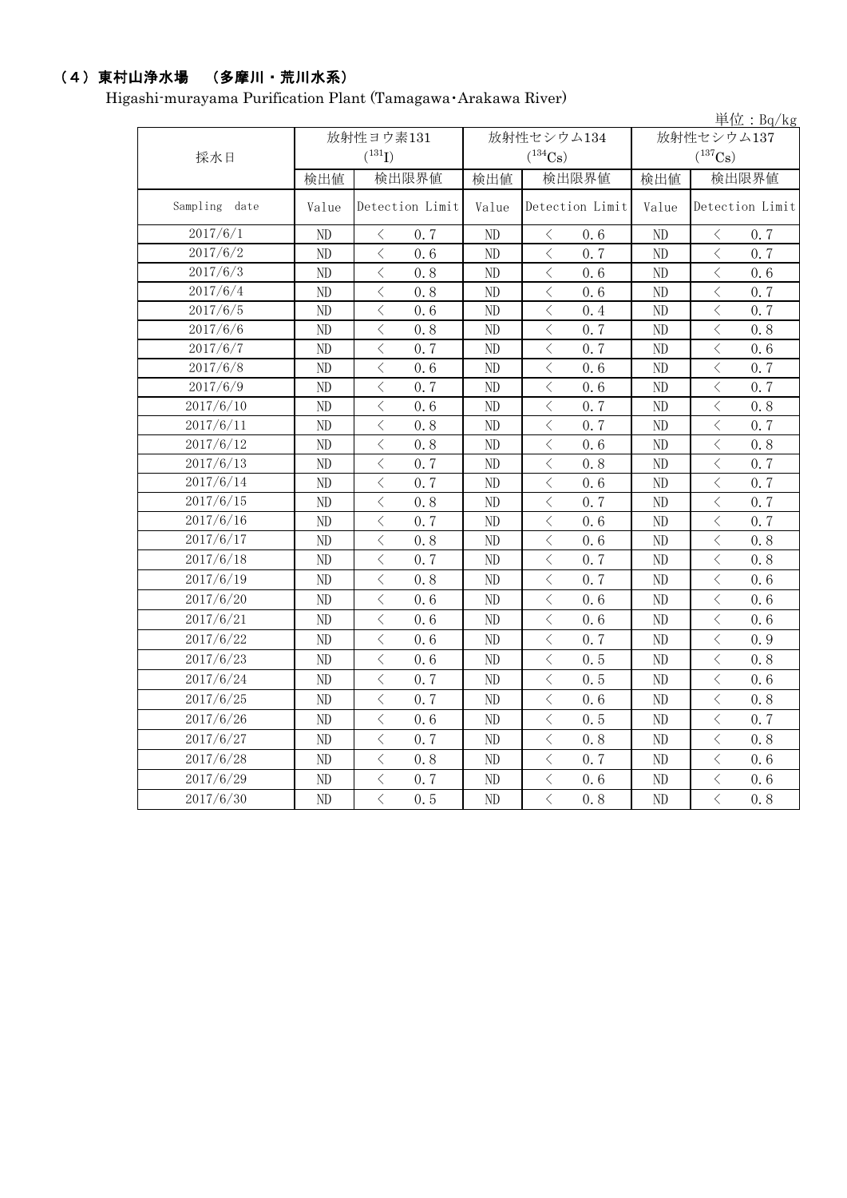## （4）東村山浄水場　（多摩川・荒川水系）

Higashi-murayama Purification Plant (Tamagawa･Arakawa River)

単位：Bq/kg

| 採水日 | 放射性ヨウ素131 ($^{131}$I) | | 放射性セシウム134 ($^{134}$Cs) | | 放射性セシウム137 ($^{137}$Cs) | |
|---|---|---|---|---|---|---|
| | 検出値 | 検出限界値 | 検出値 | 検出限界値 | 検出値 | 検出限界値 |
| Sampling date | Value | Detection Limit | Value | Detection Limit | Value | Detection Limit |
| 2017/6/1 | ND | ＜ 0.7 | ND | ＜ 0.6 | ND | ＜ 0.7 |
| 2017/6/2 | ND | ＜ 0.6 | ND | ＜ 0.7 | ND | ＜ 0.7 |
| 2017/6/3 | ND | ＜ 0.8 | ND | ＜ 0.6 | ND | ＜ 0.6 |
| 2017/6/4 | ND | ＜ 0.8 | ND | ＜ 0.6 | ND | ＜ 0.7 |
| 2017/6/5 | ND | ＜ 0.6 | ND | ＜ 0.4 | ND | ＜ 0.7 |
| 2017/6/6 | ND | ＜ 0.8 | ND | ＜ 0.7 | ND | ＜ 0.8 |
| 2017/6/7 | ND | ＜ 0.7 | ND | ＜ 0.7 | ND | ＜ 0.6 |
| 2017/6/8 | ND | ＜ 0.6 | ND | ＜ 0.6 | ND | ＜ 0.7 |
| 2017/6/9 | ND | ＜ 0.7 | ND | ＜ 0.6 | ND | ＜ 0.7 |
| 2017/6/10 | ND | ＜ 0.6 | ND | ＜ 0.7 | ND | ＜ 0.8 |
| 2017/6/11 | ND | ＜ 0.8 | ND | ＜ 0.7 | ND | ＜ 0.7 |
| 2017/6/12 | ND | ＜ 0.8 | ND | ＜ 0.6 | ND | ＜ 0.8 |
| 2017/6/13 | ND | ＜ 0.7 | ND | ＜ 0.8 | ND | ＜ 0.7 |
| 2017/6/14 | ND | ＜ 0.7 | ND | ＜ 0.6 | ND | ＜ 0.7 |
| 2017/6/15 | ND | ＜ 0.8 | ND | ＜ 0.7 | ND | ＜ 0.7 |
| 2017/6/16 | ND | ＜ 0.7 | ND | ＜ 0.6 | ND | ＜ 0.7 |
| 2017/6/17 | ND | ＜ 0.8 | ND | ＜ 0.6 | ND | ＜ 0.8 |
| 2017/6/18 | ND | ＜ 0.7 | ND | ＜ 0.7 | ND | ＜ 0.8 |
| 2017/6/19 | ND | ＜ 0.8 | ND | ＜ 0.7 | ND | ＜ 0.6 |
| 2017/6/20 | ND | ＜ 0.6 | ND | ＜ 0.6 | ND | ＜ 0.6 |
| 2017/6/21 | ND | ＜ 0.6 | ND | ＜ 0.6 | ND | ＜ 0.6 |
| 2017/6/22 | ND | ＜ 0.6 | ND | ＜ 0.7 | ND | ＜ 0.9 |
| 2017/6/23 | ND | ＜ 0.6 | ND | ＜ 0.5 | ND | ＜ 0.8 |
| 2017/6/24 | ND | ＜ 0.7 | ND | ＜ 0.5 | ND | ＜ 0.6 |
| 2017/6/25 | ND | ＜ 0.7 | ND | ＜ 0.6 | ND | ＜ 0.8 |
| 2017/6/26 | ND | ＜ 0.6 | ND | ＜ 0.5 | ND | ＜ 0.7 |
| 2017/6/27 | ND | ＜ 0.7 | ND | ＜ 0.8 | ND | ＜ 0.8 |
| 2017/6/28 | ND | ＜ 0.8 | ND | ＜ 0.7 | ND | ＜ 0.6 |
| 2017/6/29 | ND | ＜ 0.7 | ND | ＜ 0.6 | ND | ＜ 0.6 |
| 2017/6/30 | ND | ＜ 0.5 | ND | ＜ 0.8 | ND | ＜ 0.8 |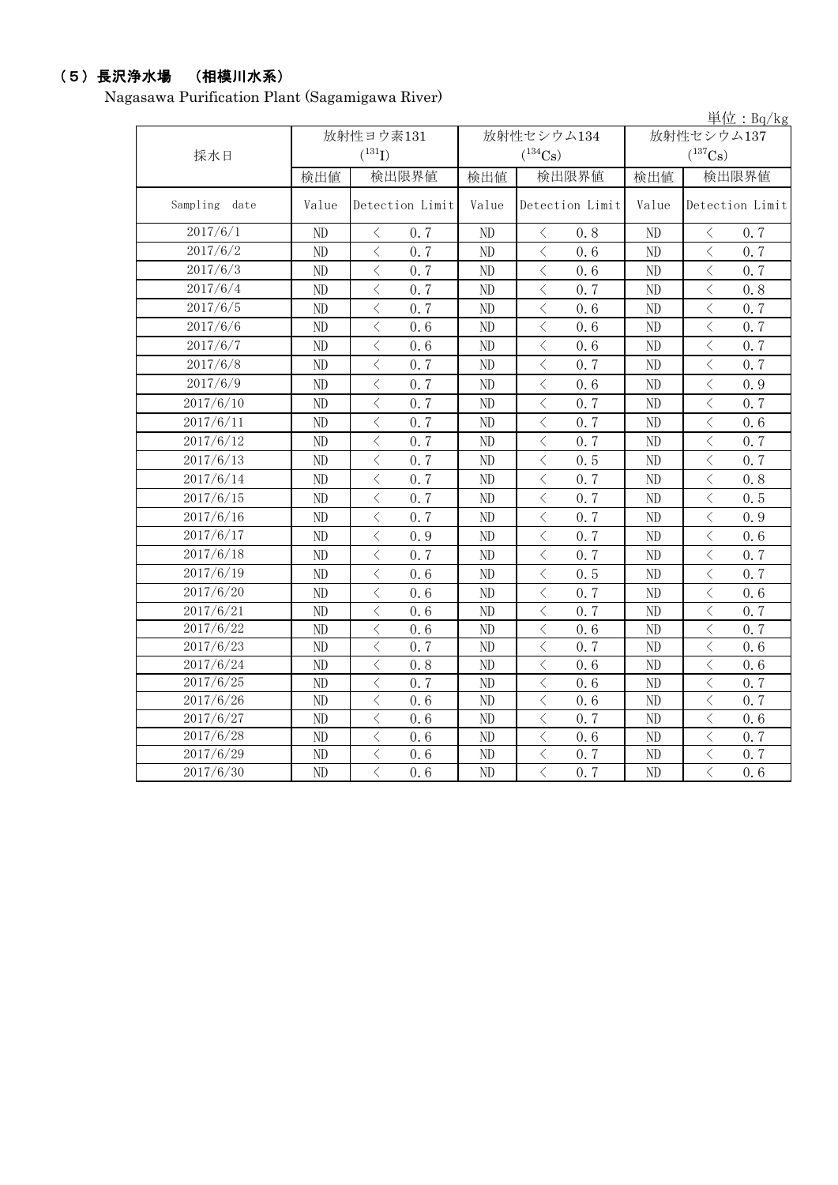## （5）長沢浄水場　（相模川水系）

Nagasawa Purification Plant (Sagamigawa River)

単位：Bq/kg

| 採水日 | 放射性ヨウ素131 ($^{131}I$) | | 放射性セシウム134 ($^{134}Cs$) | | 放射性セシウム137 ($^{137}Cs$) | |
|---|---|---|---|---|---|---|
| | 検出値 | 検出限界値 | 検出値 | 検出限界値 | 検出値 | 検出限界値 |
| Sampling date | Value | Detection Limit | Value | Detection Limit | Value | Detection Limit |
| 2017/6/1 | ND | ＜ 0.7 | ND | ＜ 0.8 | ND | ＜ 0.7 |
| 2017/6/2 | ND | ＜ 0.7 | ND | ＜ 0.6 | ND | ＜ 0.7 |
| 2017/6/3 | ND | ＜ 0.7 | ND | ＜ 0.6 | ND | ＜ 0.7 |
| 2017/6/4 | ND | ＜ 0.7 | ND | ＜ 0.7 | ND | ＜ 0.8 |
| 2017/6/5 | ND | ＜ 0.7 | ND | ＜ 0.6 | ND | ＜ 0.7 |
| 2017/6/6 | ND | ＜ 0.6 | ND | ＜ 0.6 | ND | ＜ 0.7 |
| 2017/6/7 | ND | ＜ 0.6 | ND | ＜ 0.6 | ND | ＜ 0.7 |
| 2017/6/8 | ND | ＜ 0.7 | ND | ＜ 0.7 | ND | ＜ 0.7 |
| 2017/6/9 | ND | ＜ 0.7 | ND | ＜ 0.6 | ND | ＜ 0.9 |
| 2017/6/10 | ND | ＜ 0.7 | ND | ＜ 0.7 | ND | ＜ 0.7 |
| 2017/6/11 | ND | ＜ 0.7 | ND | ＜ 0.7 | ND | ＜ 0.6 |
| 2017/6/12 | ND | ＜ 0.7 | ND | ＜ 0.7 | ND | ＜ 0.7 |
| 2017/6/13 | ND | ＜ 0.7 | ND | ＜ 0.5 | ND | ＜ 0.7 |
| 2017/6/14 | ND | ＜ 0.7 | ND | ＜ 0.7 | ND | ＜ 0.8 |
| 2017/6/15 | ND | ＜ 0.7 | ND | ＜ 0.7 | ND | ＜ 0.5 |
| 2017/6/16 | ND | ＜ 0.7 | ND | ＜ 0.7 | ND | ＜ 0.9 |
| 2017/6/17 | ND | ＜ 0.9 | ND | ＜ 0.7 | ND | ＜ 0.6 |
| 2017/6/18 | ND | ＜ 0.7 | ND | ＜ 0.7 | ND | ＜ 0.7 |
| 2017/6/19 | ND | ＜ 0.6 | ND | ＜ 0.5 | ND | ＜ 0.7 |
| 2017/6/20 | ND | ＜ 0.6 | ND | ＜ 0.7 | ND | ＜ 0.6 |
| 2017/6/21 | ND | ＜ 0.6 | ND | ＜ 0.7 | ND | ＜ 0.7 |
| 2017/6/22 | ND | ＜ 0.6 | ND | ＜ 0.6 | ND | ＜ 0.7 |
| 2017/6/23 | ND | ＜ 0.7 | ND | ＜ 0.7 | ND | ＜ 0.6 |
| 2017/6/24 | ND | ＜ 0.8 | ND | ＜ 0.6 | ND | ＜ 0.6 |
| 2017/6/25 | ND | ＜ 0.7 | ND | ＜ 0.6 | ND | ＜ 0.7 |
| 2017/6/26 | ND | ＜ 0.6 | ND | ＜ 0.6 | ND | ＜ 0.7 |
| 2017/6/27 | ND | ＜ 0.6 | ND | ＜ 0.7 | ND | ＜ 0.6 |
| 2017/6/28 | ND | ＜ 0.6 | ND | ＜ 0.6 | ND | ＜ 0.7 |
| 2017/6/29 | ND | ＜ 0.6 | ND | ＜ 0.7 | ND | ＜ 0.7 |
| 2017/6/30 | ND | ＜ 0.6 | ND | ＜ 0.7 | ND | ＜ 0.6 |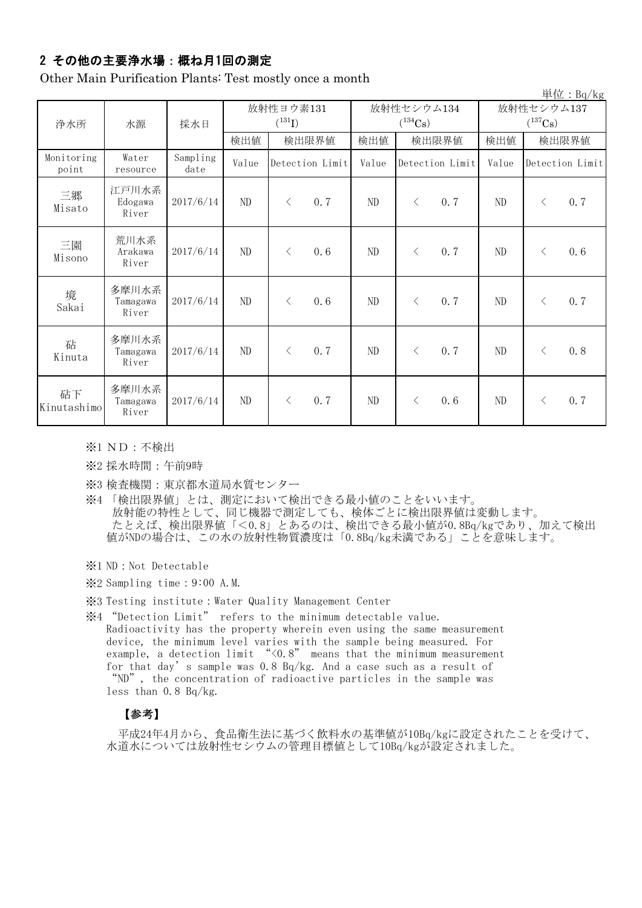## 2 その他の主要浄水場：概ね月1回の測定

Other Main Purification Plants: Test mostly once a month

単位：Bq/kg

| 浄水所 | 水源 | 採水日 | 放射性ヨウ素131 ($^{131}I$) | | 放射性セシウム134 ($^{134}Cs$) | | 放射性セシウム137 ($^{137}Cs$) | |
|---|---|---|---|---|---|---|---|---|
| | | | 検出値 | 検出限界値 | 検出値 | 検出限界値 | 検出値 | 検出限界値 |
| Monitoring point | Water resource | Sampling date | Value | Detection Limit | Value | Detection Limit | Value | Detection Limit |
| 三郷 Misato | 江戸川水系 Edogawa River | 2017/6/14 | ND | ＜ 0.7 | ND | ＜ 0.7 | ND | ＜ 0.7 |
| 三園 Misono | 荒川水系 Arakawa River | 2017/6/14 | ND | ＜ 0.6 | ND | ＜ 0.7 | ND | ＜ 0.6 |
| 境 Sakai | 多摩川水系 Tamagawa River | 2017/6/14 | ND | ＜ 0.6 | ND | ＜ 0.7 | ND | ＜ 0.7 |
| 砧 Kinuta | 多摩川水系 Tamagawa River | 2017/6/14 | ND | ＜ 0.7 | ND | ＜ 0.7 | ND | ＜ 0.8 |
| 砧下 Kinutashimo | 多摩川水系 Tamagawa River | 2017/6/14 | ND | ＜ 0.7 | ND | ＜ 0.6 | ND | ＜ 0.7 |

※1 ＮＤ：不検出

※2 採水時間：午前9時

※3 検査機関：東京都水道局水質センター

※4 「検出限界値」とは、測定において検出できる最小値のことをいいます。
放射能の特性として、同じ機器で測定しても、検体ごとに検出限界値は変動します。
たとえば、検出限界値「＜0.8」とあるのは、検出できる最小値が0.8Bq/kgであり、加えて検出値がNDの場合は、この水の放射性物質濃度は「0.8Bq/kg未満である」ことを意味します。

※1 ND：Not Detectable

※2 Sampling time：9:00 A.M.

※3 Testing institute：Water Quality Management Center

※4 "Detection Limit" refers to the minimum detectable value. Radioactivity has the property wherein even using the same measurement device, the minimum level varies with the sample being measured. For example, a detection limit "<0.8" means that the minimum measurement for that day's sample was 0.8 Bq/kg. And a case such as a result of "ND", the concentration of radioactive particles in the sample was less than 0.8 Bq/kg.

**【参考】**

平成24年4月から、食品衛生法に基づく飲料水の基準値が10Bq/kgに設定されたことを受けて、水道水については放射性セシウムの管理目標値として10Bq/kgが設定されました。